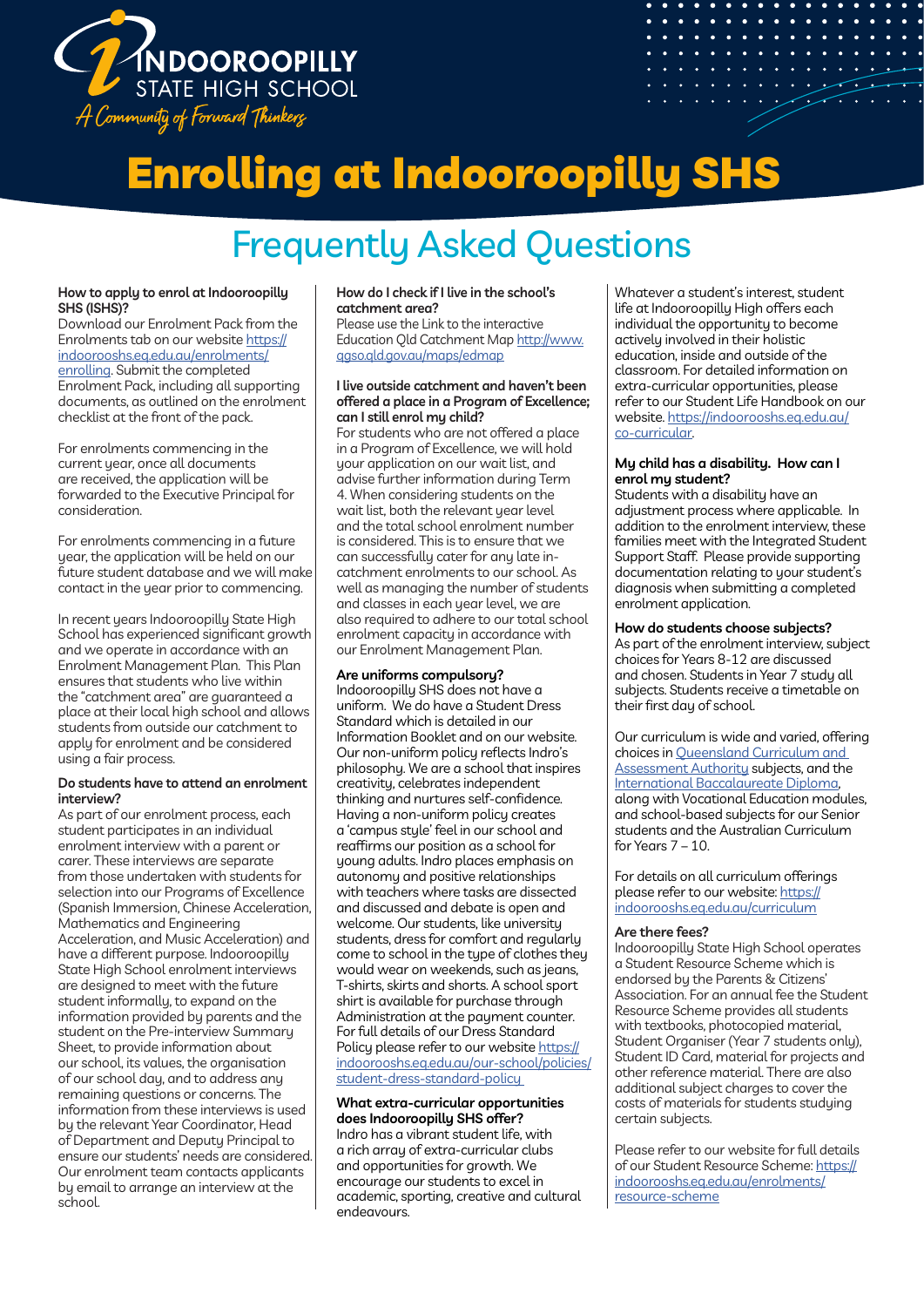INDOOROOPILLY STATE HIGH SCHOOL

*A Community of Forward Thinkers*

# Enrolling at Indooroopilly SHS

## Frequently Asked Questions

**How to apply to enrol at Indooroopilly SHS (ISHS)?**

Download our Enrolment Pack from the Enrolments tab on our website https://indooroshs.eq.edu.au/enrolments/enrolling. Submit the completed Enrolment Pack, including all supporting documents, as outlined on the enrolment checklist at the front of the pack.

For enrolments commencing in the current year, once all documents are received, the application will be forwarded to the Executive Principal for consideration.

For enrolments commencing in a future year, the application will be held on our future student database and we will make contact in the year prior to commencing.

In recent years Indooroopilly State High School has experienced significant growth and we operate in accordance with an Enrolment Management Plan. This Plan ensures that students who live within the "catchment area" are guaranteed a place at their local high school and allows students from outside our catchment to apply for enrolment and be considered using a fair process.

**Do students have to attend an enrolment interview?**

As part of our enrolment process, each student participates in an individual enrolment interview with a parent or carer. These interviews are separate from those undertaken with students for selection into our Programs of Excellence (Spanish Immersion, Chinese Acceleration, Mathematics and Engineering Acceleration, and Music Acceleration) and have a different purpose. Indooroopilly State High School enrolment interviews are designed to meet with the future student informally, to expand on the information provided by parents and the student on the Pre-interview Summary Sheet, to provide information about our school, its values, the organisation of our school day, and to address any remaining questions or concerns. The information from these interviews is used by the relevant Year Coordinator, Head of Department and Deputy Principal to ensure our students' needs are considered. Our enrolment team contacts applicants by email to arrange an interview at the school.

**How do I check if I live in the school's catchment area?**

Please use the Link to the interactive Education Qld Catchment Map http://www.qgso.qld.gov.au/maps/edmap

**I live outside catchment and haven't been offered a place in a Program of Excellence; can I still enrol my child?**

For students who are not offered a place in a Program of Excellence, we will hold your application on our wait list, and advise further information during Term 4. When considering students on the wait list, both the relevant year level and the total school enrolment number is considered. This is to ensure that we can successfully cater for any late in-catchment enrolments to our school. As well as managing the number of students and classes in each year level, we are also required to adhere to our total school enrolment capacity in accordance with our Enrolment Management Plan.

**Are uniforms compulsory?**

Indooroopilly SHS does not have a uniform. We do have a Student Dress Standard which is detailed in our Information Booklet and on our website. Our non-uniform policy reflects Indro's philosophy. We are a school that inspires creativity, celebrates independent thinking and nurtures self-confidence. Having a non-uniform policy creates a 'campus style' feel in our school and reaffirms our position as a school for young adults. Indro places emphasis on autonomy and positive relationships with teachers where tasks are dissected and discussed and debate is open and welcome. Our students, like university students, dress for comfort and regularly come to school in the type of clothes they would wear on weekends, such as jeans, T-shirts, skirts and shorts. A school sport shirt is available for purchase through Administration at the payment counter. For full details of our Dress Standard Policy please refer to our website https://indooroshs.eq.edu.au/our-school/policies/student-dress-standard-policy

**What extra-curricular opportunities does Indooroopilly SHS offer?**

Indro has a vibrant student life, with a rich array of extra-curricular clubs and opportunities for growth. We encourage our students to excel in academic, sporting, creative and cultural endeavours.

Whatever a student's interest, student life at Indooroopilly High offers each individual the opportunity to become actively involved in their holistic education, inside and outside of the classroom. For detailed information on extra-curricular opportunities, please refer to our Student Life Handbook on our website. https://indooroshs.eq.edu.au/co-curricular.

**My child has a disability. How can I enrol my student?**

Students with a disability have an adjustment process where applicable. In addition to the enrolment interview, these families meet with the Integrated Student Support Staff. Please provide supporting documentation relating to your student's diagnosis when submitting a completed enrolment application.

**How do students choose subjects?**

As part of the enrolment interview, subject choices for Years 8-12 are discussed and chosen. Students in Year 7 study all subjects. Students receive a timetable on their first day of school.

Our curriculum is wide and varied, offering choices in Queensland Curriculum and Assessment Authority subjects, and the International Baccalaureate Diploma, along with Vocational Education modules, and school-based subjects for our Senior students and the Australian Curriculum for Years 7 – 10.

For details on all curriculum offerings please refer to our website: https://indooroshs.eq.edu.au/curriculum

**Are there fees?**

Indooroopilly State High School operates a Student Resource Scheme which is endorsed by the Parents & Citizens' Association. For an annual fee the Student Resource Scheme provides all students with textbooks, photocopied material, Student Organiser (Year 7 students only), Student ID Card, material for projects and other reference material. There are also additional subject charges to cover the costs of materials for students studying certain subjects.

Please refer to our website for full details of our Student Resource Scheme: https://indooroshs.eq.edu.au/enrolments/resource-scheme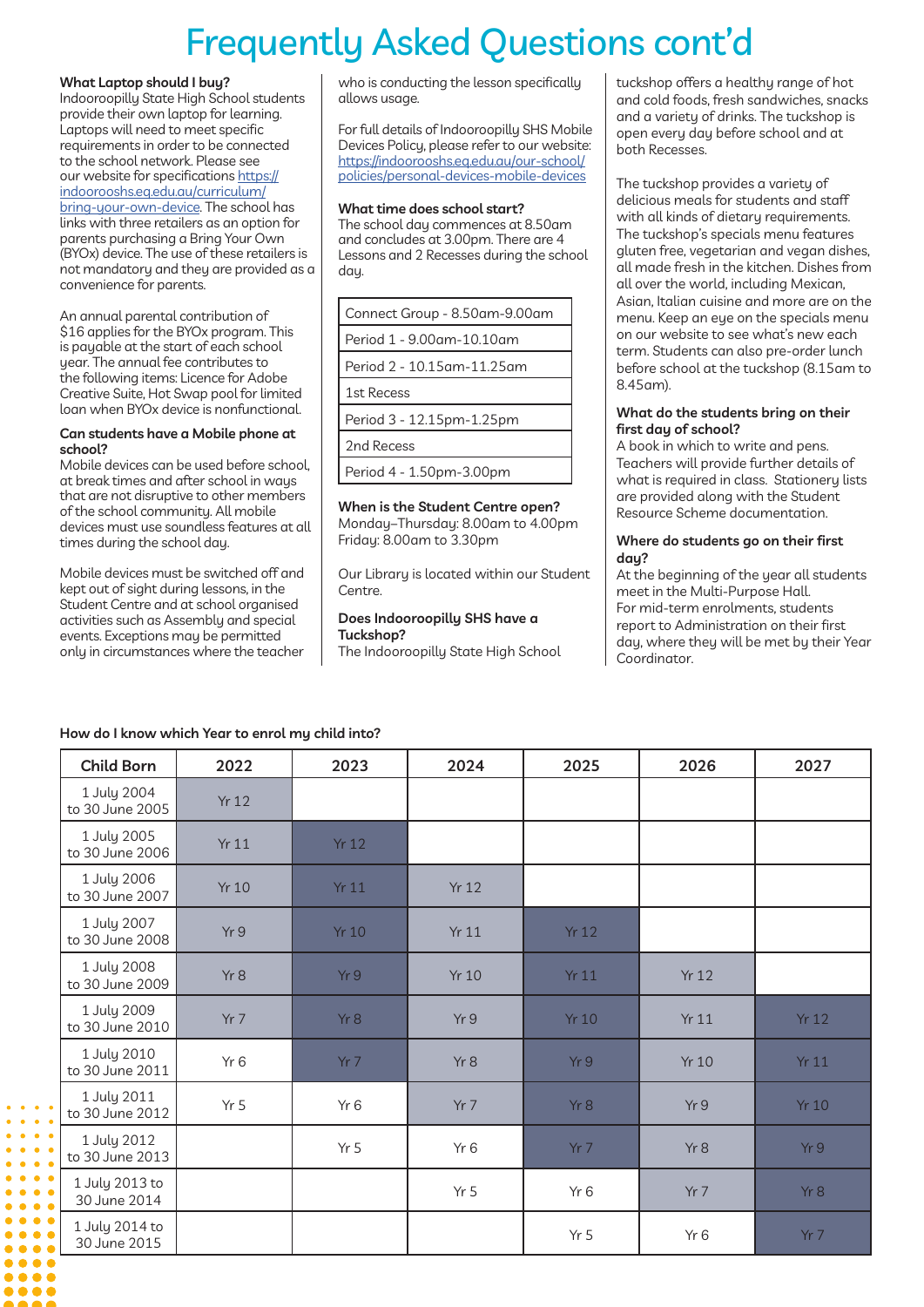# Frequently Asked Questions cont'd

**What Laptop should I buy?**
Indooroopilly State High School students provide their own laptop for learning. Laptops will need to meet specific requirements in order to be connected to the school network. Please see our website for specifications https://indooroshs.eq.edu.au/curriculum/bring-your-own-device. The school has links with three retailers as an option for parents purchasing a Bring Your Own (BYOx) device. The use of these retailers is not mandatory and they are provided as a convenience for parents.

An annual parental contribution of $16 applies for the BYOx program. This is payable at the start of each school year. The annual fee contributes to the following items: Licence for Adobe Creative Suite, Hot Swap pool for limited loan when BYOx device is nonfunctional.

**Can students have a Mobile phone at school?**
Mobile devices can be used before school, at break times and after school in ways that are not disruptive to other members of the school community. All mobile devices must use soundless features at all times during the school day.

Mobile devices must be switched off and kept out of sight during lessons, in the Student Centre and at school organised activities such as Assembly and special events. Exceptions may be permitted only in circumstances where the teacher who is conducting the lesson specifically allows usage.

For full details of Indooroopilly SHS Mobile Devices Policy, please refer to our website: https://indooroshs.eq.edu.au/our-school/policies/personal-devices-mobile-devices

**What time does school start?**
The school day commences at 8.50am and concludes at 3.00pm. There are 4 Lessons and 2 Recesses during the school day.

| |
|---|
| Connect Group - 8.50am-9.00am |
| Period 1 - 9.00am-10.10am |
| Period 2 - 10.15am-11.25am |
| 1st Recess |
| Period 3 - 12.15pm-1.25pm |
| 2nd Recess |
| Period 4 - 1.50pm-3.00pm |

**When is the Student Centre open?**
Monday–Thursday: 8.00am to 4.00pm
Friday: 8.00am to 3.30pm

Our Library is located within our Student Centre.

**Does Indooroopilly SHS have a Tuckshop?**
The Indooroopilly State High School tuckshop offers a healthy range of hot and cold foods, fresh sandwiches, snacks and a variety of drinks. The tuckshop is open every day before school and at both Recesses.

The tuckshop provides a variety of delicious meals for students and staff with all kinds of dietary requirements. The tuckshop's specials menu features gluten free, vegetarian and vegan dishes, all made fresh in the kitchen. Dishes from all over the world, including Mexican, Asian, Italian cuisine and more are on the menu. Keep an eye on the specials menu on our website to see what's new each term. Students can also pre-order lunch before school at the tuckshop (8.15am to 8.45am).

**What do the students bring on their first day of school?**
A book in which to write and pens. Teachers will provide further details of what is required in class. Stationery lists are provided along with the Student Resource Scheme documentation.

**Where do students go on their first day?**
At the beginning of the year all students meet in the Multi-Purpose Hall.
For mid-term enrolments, students report to Administration on their first day, where they will be met by their Year Coordinator.

**How do I know which Year to enrol my child into?**

| Child Born | 2022 | 2023 | 2024 | 2025 | 2026 | 2027 |
|---|---|---|---|---|---|---|
| 1 July 2004 to 30 June 2005 | Yr 12 | | | | | |
| 1 July 2005 to 30 June 2006 | Yr 11 | Yr 12 | | | | |
| 1 July 2006 to 30 June 2007 | Yr 10 | Yr 11 | Yr 12 | | | |
| 1 July 2007 to 30 June 2008 | Yr 9 | Yr 10 | Yr 11 | Yr 12 | | |
| 1 July 2008 to 30 June 2009 | Yr 8 | Yr 9 | Yr 10 | Yr 11 | Yr 12 | |
| 1 July 2009 to 30 June 2010 | Yr 7 | Yr 8 | Yr 9 | Yr 10 | Yr 11 | Yr 12 |
| 1 July 2010 to 30 June 2011 | Yr 6 | Yr 7 | Yr 8 | Yr 9 | Yr 10 | Yr 11 |
| 1 July 2011 to 30 June 2012 | Yr 5 | Yr 6 | Yr 7 | Yr 8 | Yr 9 | Yr 10 |
| 1 July 2012 to 30 June 2013 | | Yr 5 | Yr 6 | Yr 7 | Yr 8 | Yr 9 |
| 1 July 2013 to 30 June 2014 | | | Yr 5 | Yr 6 | Yr 7 | Yr 8 |
| 1 July 2014 to 30 June 2015 | | | | Yr 5 | Yr 6 | Yr 7 |